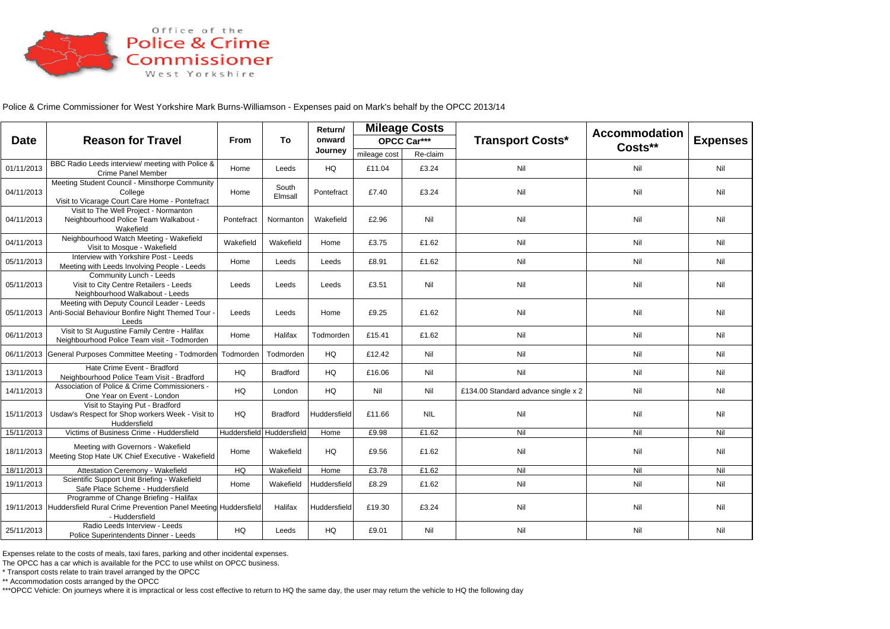Office of the
Police & Crime
Commissioner
West Yorkshire

Police & Crime Commissioner for West Yorkshire Mark Burns-Williamson - Expenses paid on Mark's behalf by the OPCC 2013/14

| Date | Reason for Travel | From | To | Return/ onward Journey | Mileage Costs OPCC Car*** | | Transport Costs* | Accommodation Costs** | Expenses |
|---|---|---|---|---|---|---|---|---|---|
| | | | | | mileage cost | Re-claim | | | |
| 01/11/2013 | BBC Radio Leeds interview/ meeting with Police & Crime Panel Member | Home | Leeds | HQ | £11.04 | £3.24 | Nil | Nil | Nil |
| 04/11/2013 | Meeting Student Council - Minsthorpe Community College Visit to Vicarage Court Care Home - Pontefract | Home | South Elmsall | Pontefract | £7.40 | £3.24 | Nil | Nil | Nil |
| 04/11/2013 | Visit to The Well Project - Normanton Neighbourhood Police Team Walkabout - Wakefield | Pontefract | Normanton | Wakefield | £2.96 | Nil | Nil | Nil | Nil |
| 04/11/2013 | Neighbourhood Watch Meeting - Wakefield Visit to Mosque - Wakefield | Wakefield | Wakefield | Home | £3.75 | £1.62 | Nil | Nil | Nil |
| 05/11/2013 | Interview with Yorkshire Post - Leeds Meeting with Leeds Involving People - Leeds | Home | Leeds | Leeds | £8.91 | £1.62 | Nil | Nil | Nil |
| 05/11/2013 | Community Lunch - Leeds Visit to City Centre Retailers - Leeds Neighbourhood Walkabout - Leeds | Leeds | Leeds | Leeds | £3.51 | Nil | Nil | Nil | Nil |
| 05/11/2013 | Meeting with Deputy Council Leader - Leeds Anti-Social Behaviour Bonfire Night Themed Tour - Leeds | Leeds | Leeds | Home | £9.25 | £1.62 | Nil | Nil | Nil |
| 06/11/2013 | Visit to St Augustine Family Centre - Halifax Neighbourhood Police Team visit - Todmorden | Home | Halifax | Todmorden | £15.41 | £1.62 | Nil | Nil | Nil |
| 06/11/2013 | General Purposes Committee Meeting - Todmorden | Todmorden | Todmorden | HQ | £12.42 | Nil | Nil | Nil | Nil |
| 13/11/2013 | Hate Crime Event - Bradford Neighbourhood Police Team Visit - Bradford | HQ | Bradford | HQ | £16.06 | Nil | Nil | Nil | Nil |
| 14/11/2013 | Association of Police & Crime Commissioners - One Year on Event - London | HQ | London | HQ | Nil | Nil | £134.00 Standard advance single x 2 | Nil | Nil |
| 15/11/2013 | Visit to Staying Put - Bradford Usdaw's Respect for Shop workers Week - Visit to Huddersfield | HQ | Bradford | Huddersfield | £11.66 | NIL | Nil | Nil | Nil |
| 15/11/2013 | Victims of Business Crime - Huddersfield | Huddersfield | Huddersfield | Home | £9.98 | £1.62 | Nil | Nil | Nil |
| 18/11/2013 | Meeting with Governors - Wakefield Meeting Stop Hate UK Chief Executive - Wakefield | Home | Wakefield | HQ | £9.56 | £1.62 | Nil | Nil | Nil |
| 18/11/2013 | Attestation Ceremony - Wakefield | HQ | Wakefield | Home | £3.78 | £1.62 | Nil | Nil | Nil |
| 19/11/2013 | Scientific Support Unit Briefing - Wakefield Safe Place Scheme - Huddersfield | Home | Wakefield | Huddersfield | £8.29 | £1.62 | Nil | Nil | Nil |
| 19/11/2013 | Programme of Change Briefing - Halifax Huddersfield Rural Crime Prevention Panel Meeting - Huddersfield | Huddersfield | Halifax | Huddersfield | £19.30 | £3.24 | Nil | Nil | Nil |
| 25/11/2013 | Radio Leeds Interview - Leeds Police Superintendents Dinner - Leeds | HQ | Leeds | HQ | £9.01 | Nil | Nil | Nil | Nil |

Expenses relate to the costs of meals, taxi fares, parking and other incidental expenses.

The OPCC has a car which is available for the PCC to use whilst on OPCC business.

\* Transport costs relate to train travel arranged by the OPCC

** Accommodation costs arranged by the OPCC

***OPCC Vehicle: On journeys where it is impractical or less cost effective to return to HQ the same day, the user may return the vehicle to HQ the following day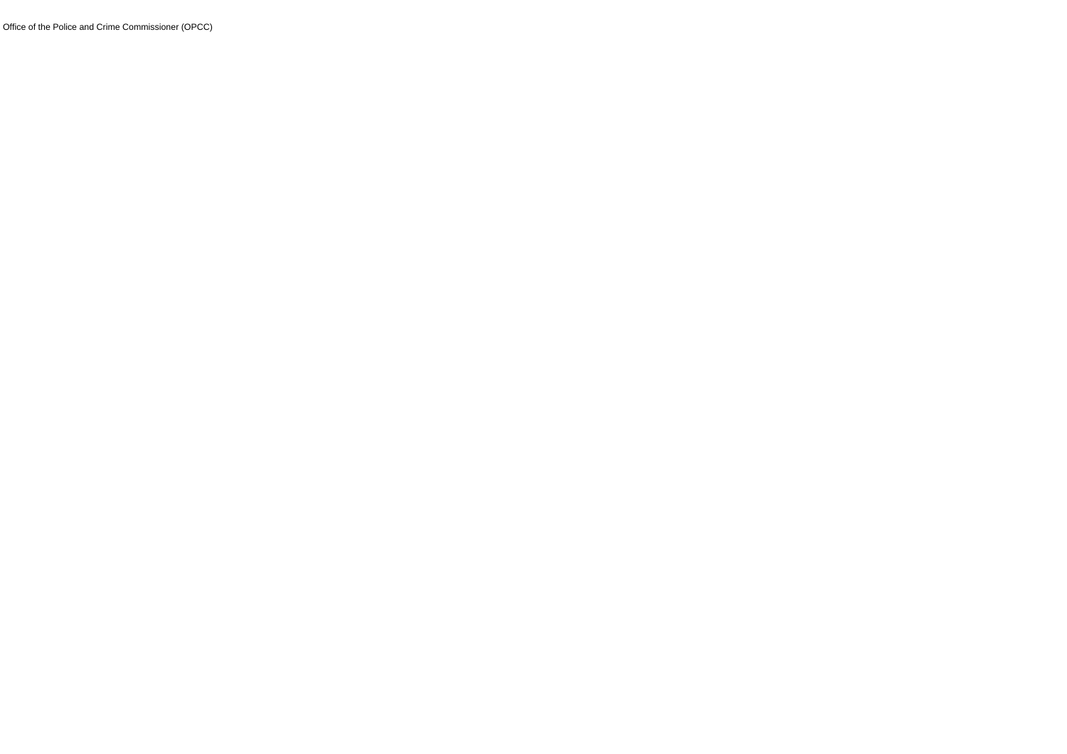Office of the Police and Crime Commissioner (OPCC)